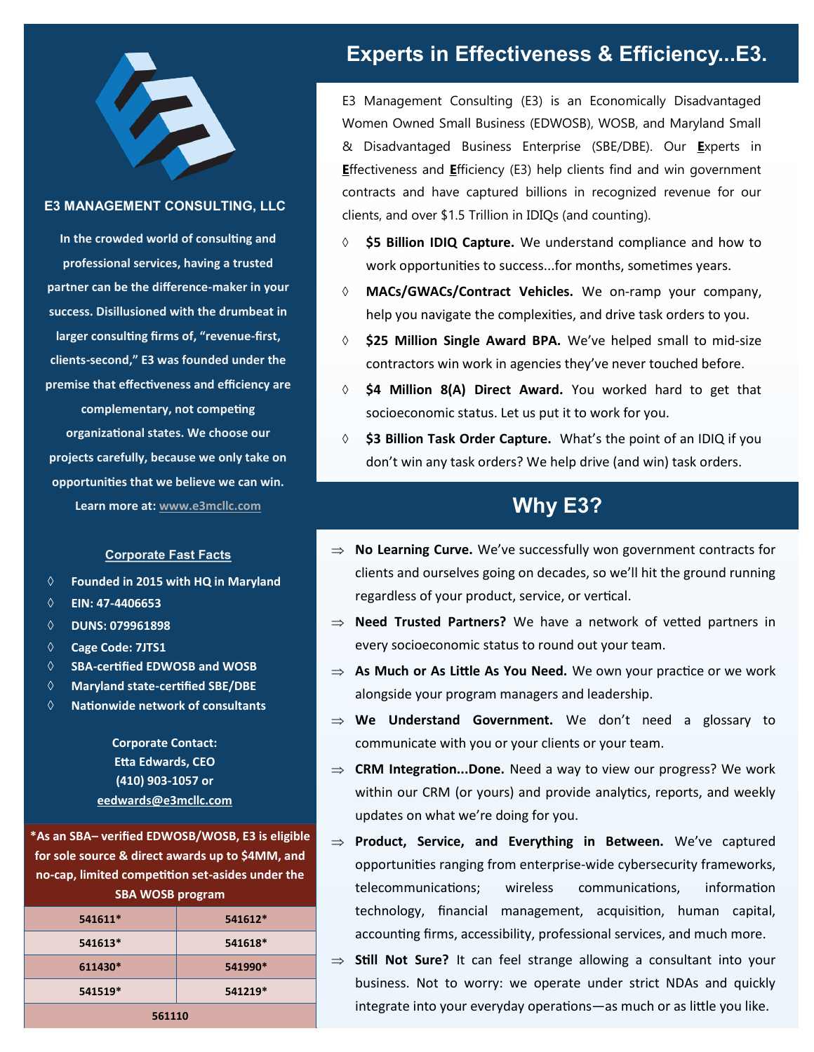## E3 MANAGEMENT CONSULTING, LLC

**In the crowded world of consulting and professional services, having a trusted partner can be the difference-maker in your success. Disillusioned with the drumbeat in larger consulting firms of, “revenue-first, clients-second,” E3 was founded under the premise that effectiveness and efficiency are complementary, not competing organizational states. We choose our projects carefully, because we only take on opportunities that we believe we can win.**

**Learn more at: www.e3mcllc.com**

### Corporate Fast Facts

- **Founded in 2015 with HQ in Maryland**
- **EIN: 47-4406653**
- **DUNS: 079961898**
- **Cage Code: 7JTS1**
- **SBA-certified EDWOSB and WOSB**
- **Maryland state-certified SBE/DBE**
- **Nationwide network of consultants**

**Corporate Contact:**
**Etta Edwards, CEO**
**(410) 903-1057 or**
**eedwards@e3mcllc.com**

**\*As an SBA– verified EDWOSB/WOSB, E3 is eligible for sole source & direct awards up to $4MM, and no-cap, limited competition set-asides under the SBA WOSB program**

| | |
|---|---|
| 541611* | 541612* |
| 541613* | 541618* |
| 611430* | 541990* |
| 541519* | 541219* |
| 561110 | |

# Experts in Effectiveness & Efficiency...E3.

E3 Management Consulting (E3) is an Economically Disadvantaged Women Owned Small Business (EDWOSB), WOSB, and Maryland Small & Disadvantaged Business Enterprise (SBE/DBE). Our **E**xperts in **E**ffectiveness and **E**fficiency (E3) help clients find and win government contracts and have captured billions in recognized revenue for our clients, and over $1.5 Trillion in IDIQs (and counting).

- **$5 Billion IDIQ Capture.** We understand compliance and how to work opportunities to success...for months, sometimes years.
- **MACs/GWACs/Contract Vehicles.** We on-ramp your company, help you navigate the complexities, and drive task orders to you.
- **$25 Million Single Award BPA.** We’ve helped small to mid-size contractors win work in agencies they’ve never touched before.
- **$4 Million 8(A) Direct Award.** You worked hard to get that socioeconomic status. Let us put it to work for you.
- **$3 Billion Task Order Capture.** What’s the point of an IDIQ if you don’t win any task orders? We help drive (and win) task orders.

## Why E3?

- **No Learning Curve.** We’ve successfully won government contracts for clients and ourselves going on decades, so we’ll hit the ground running regardless of your product, service, or vertical.
- **Need Trusted Partners?** We have a network of vetted partners in every socioeconomic status to round out your team.
- **As Much or As Little As You Need.** We own your practice or we work alongside your program managers and leadership.
- **We Understand Government.** We don’t need a glossary to communicate with you or your clients or your team.
- **CRM Integration...Done.** Need a way to view our progress? We work within our CRM (or yours) and provide analytics, reports, and weekly updates on what we’re doing for you.
- **Product, Service, and Everything in Between.** We’ve captured opportunities ranging from enterprise-wide cybersecurity frameworks, telecommunications; wireless communications, information technology, financial management, acquisition, human capital, accounting firms, accessibility, professional services, and much more.
- **Still Not Sure?** It can feel strange allowing a consultant into your business. Not to worry: we operate under strict NDAs and quickly integrate into your everyday operations—as much or as little you like.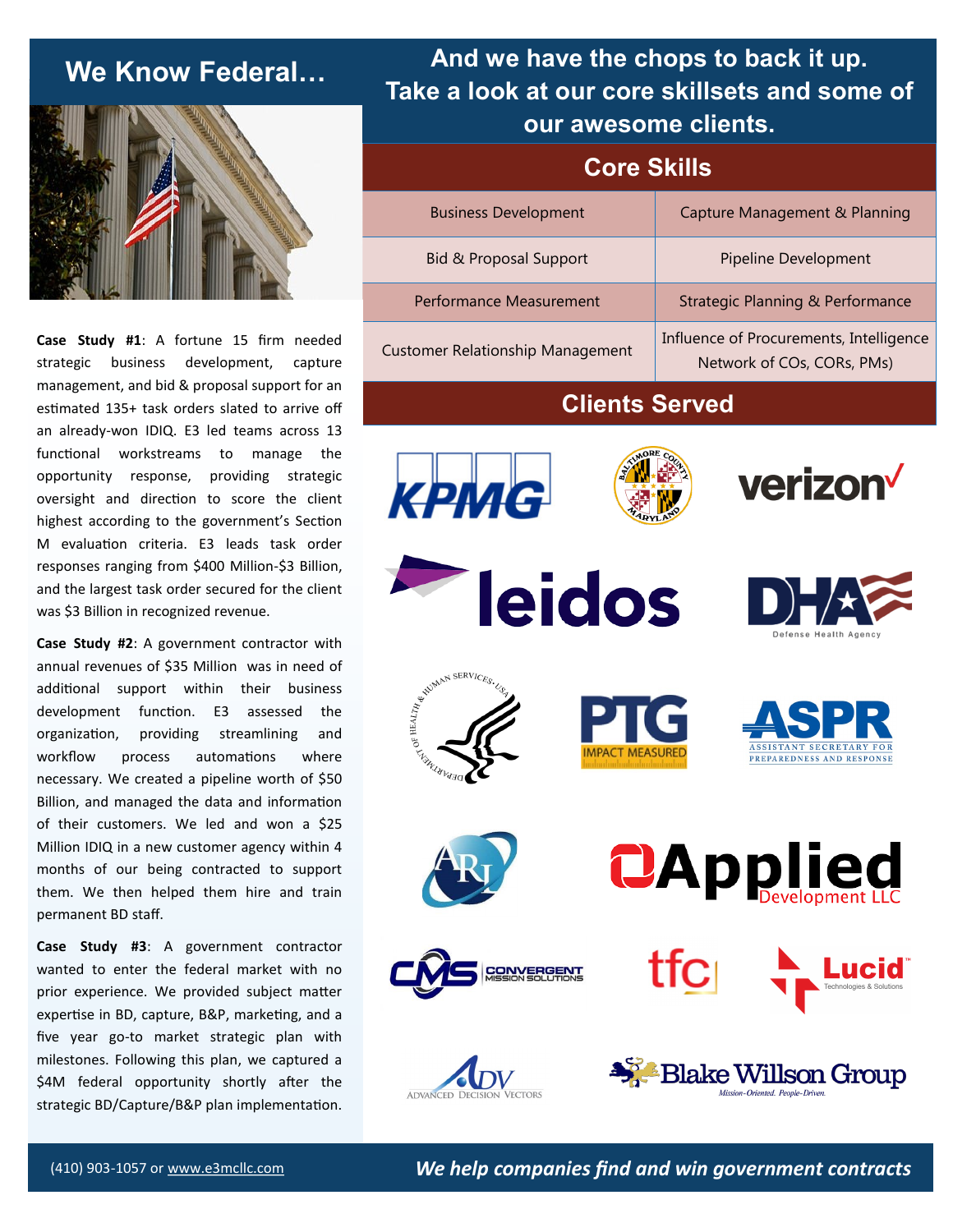# We Know Federal…

**Case Study #1**: A fortune 15 firm needed strategic business development, capture management, and bid & proposal support for an estimated 135+ task orders slated to arrive off an already-won IDIQ. E3 led teams across 13 functional workstreams to manage the opportunity response, providing strategic oversight and direction to score the client highest according to the government's Section M evaluation criteria. E3 leads task order responses ranging from $400 Million-$3 Billion, and the largest task order secured for the client was $3 Billion in recognized revenue.

**Case Study #2**: A government contractor with annual revenues of $35 Million was in need of additional support within their business development function. E3 assessed the organization, providing streamlining and workflow process automations where necessary. We created a pipeline worth of $50 Billion, and managed the data and information of their customers. We led and won a $25 Million IDIQ in a new customer agency within 4 months of our being contracted to support them. We then helped them hire and train permanent BD staff.

**Case Study #3**: A government contractor wanted to enter the federal market with no prior experience. We provided subject matter expertise in BD, capture, B&P, marketing, and a five year go-to market strategic plan with milestones. Following this plan, we captured a $4M federal opportunity shortly after the strategic BD/Capture/B&P plan implementation.

## And we have the chops to back it up. Take a look at our core skillsets and some of our awesome clients.

### Core Skills

| | |
|---|---|
| Business Development | Capture Management & Planning |
| Bid & Proposal Support | Pipeline Development |
| Performance Measurement | Strategic Planning & Performance |
| Customer Relationship Management | Influence of Procurements, Intelligence Network of COs, CORs, PMs) |

### Clients Served

KPMG

Baltimore County Maryland

verizon

leidos

DHA Defense Health Agency

Department of Health & Human Services, USA

PTG Impact Measured

ASPR Assistant Secretary for Preparedness and Response

ARL

Applied Development LLC

CMS Convergent Mission Solutions

tfc

Lucid Technologies & Solutions

ADV Advanced Decision Vectors

Blake Willson Group Mission-Oriented. People-Driven.

(410) 903-1057 or www.e3mcllc.com

*We help companies find and win government contracts*